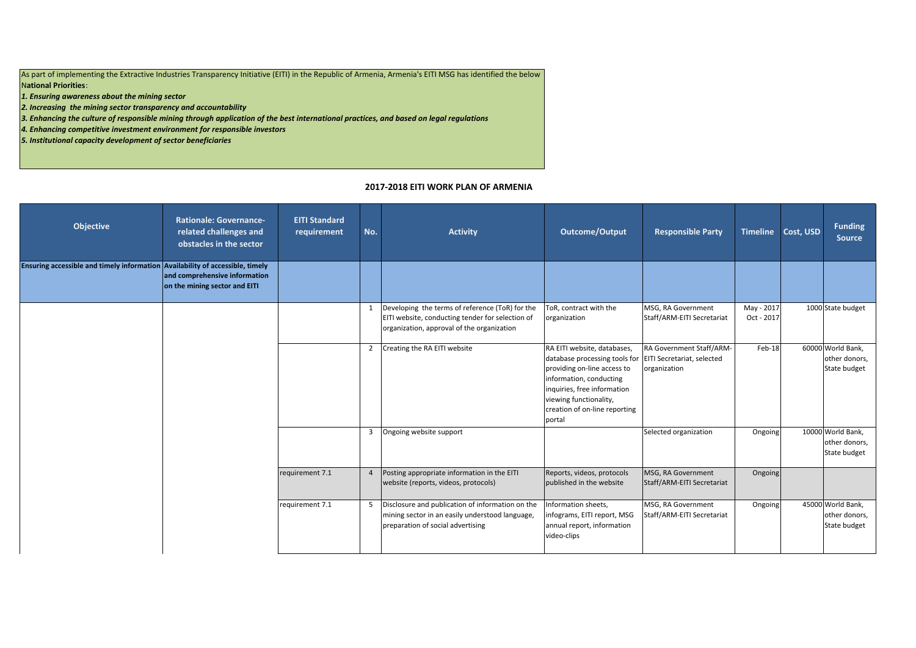As part of implementing the Extractive Industries Transparency Initiative (EITI) in the Republic of Armenia, Armenia's EITI MSG has identified the below **National Priorities**:

*1. Ensuring awareness about the mining sector*
*2. Increasing the mining sector transparency and accountability*
*3. Enhancing the culture of responsible mining through application of the best international practices, and based on legal regulations*
*4. Enhancing competitive investment environment for responsible investors*
*5. Institutional capacity development of sector beneficiaries*

## 2017-2018 EITI WORK PLAN OF ARMENIA

| Objective | Rationale: Governance-related challenges and obstacles in the sector | EITI Standard requirement | No. | Activity | Outcome/Output | Responsible Party | Timeline | Cost, USD | Funding Source |
|---|---|---|---|---|---|---|---|---|---|
| **Ensuring accessible and timely information** | **Availability of accessible, timely and comprehensive information on the mining sector and EITI** | | | | | | | | |
| | | | 1 | Developing the terms of reference (ToR) for the EITI website, conducting tender for selection of organization, approval of the organization | ToR, contract with the organization | MSG, RA Government Staff/ARM-EITI Secretariat | May - 2017 Oct - 2017 | 1000 | State budget |
| | | | 2 | Creating the RA EITI website | RA EITI website, databases, database processing tools for providing on-line access to information, conducting inquiries, free information viewing functionality, creation of on-line reporting portal | RA Government Staff/ARM-EITI Secretariat, selected organization | Feb-18 | 60000 | World Bank, other donors, State budget |
| | | | 3 | Ongoing website support | | Selected organization | Ongoing | 10000 | World Bank, other donors, State budget |
| | | requirement 7.1 | 4 | Posting appropriate information in the EITI website (reports, videos, protocols) | Reports, videos, protocols published in the website | MSG, RA Government Staff/ARM-EITI Secretariat | Ongoing | | |
| | | requirement 7.1 | 5 | Disclosure and publication of information on the mining sector in an easily understood language, preparation of social advertising | Information sheets, infograms, EITI report, MSG annual report, information video-clips | MSG, RA Government Staff/ARM-EITI Secretariat | Ongoing | 45000 | World Bank, other donors, State budget |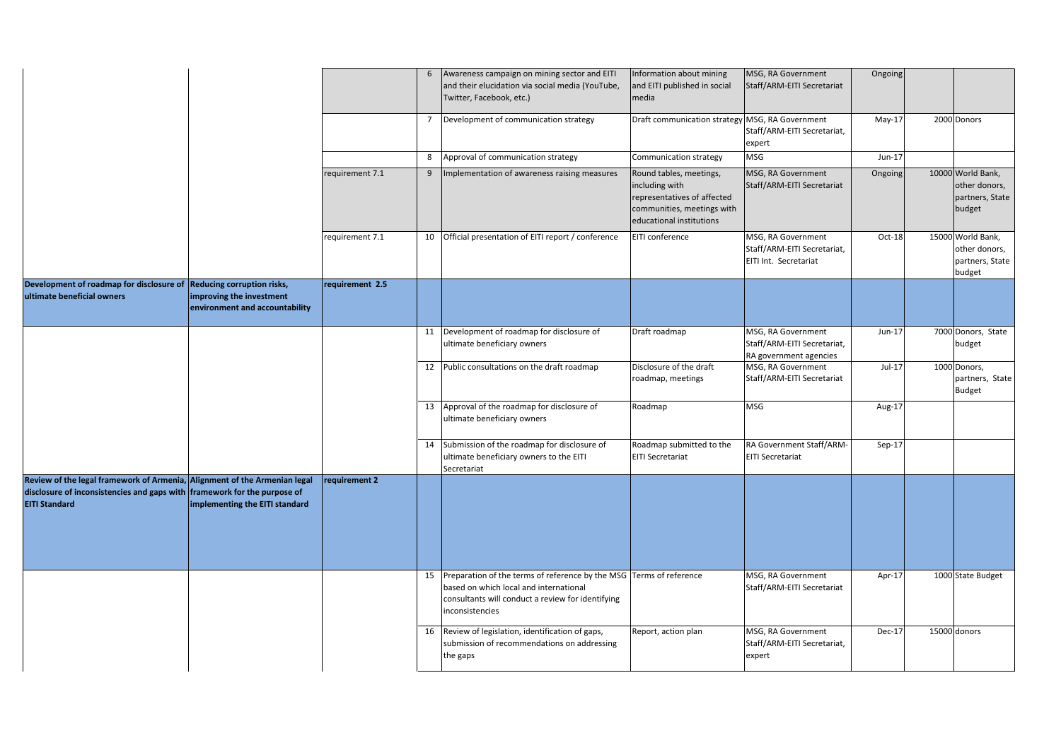| | | | | | | | | | |
|---|---|---|---|---|---|---|---|---|---|
| | | | 6 | Awareness campaign on mining sector and EITI and their elucidation via social media (YouTube, Twitter, Facebook, etc.) | Information about mining and EITI published in social media | MSG, RA Government Staff/ARM-EITI Secretariat | Ongoing | | |
| | | | 7 | Development of communication strategy | Draft communication strategy | MSG, RA Government Staff/ARM-EITI Secretariat, expert | May-17 | 2000 | Donors |
| | | | 8 | Approval of communication strategy | Communication strategy | MSG | Jun-17 | | |
| | | requirement 7.1 | 9 | Implementation of awareness raising measures | Round tables, meetings, including with representatives of affected communities, meetings with educational institutions | MSG, RA Government Staff/ARM-EITI Secretariat | Ongoing | 10000 | World Bank, other donors, partners, State budget |
| | | requirement 7.1 | 10 | Official presentation of EITI report / conference | EITI conference | MSG, RA Government Staff/ARM-EITI Secretariat, EITI Int. Secretariat | Oct-18 | 15000 | World Bank, other donors, partners, State budget |
| **Development of roadmap for disclosure of ultimate beneficial owners** | **Reducing corruption risks, improving the investment environment and accountability** | **requirement 2.5** | | | | | | | |
| | | | 11 | Development of roadmap for disclosure of ultimate beneficiary owners | Draft roadmap | MSG, RA Government Staff/ARM-EITI Secretariat, RA government agencies | Jun-17 | 7000 | Donors, State budget |
| | | | 12 | Public consultations on the draft roadmap | Disclosure of the draft roadmap, meetings | MSG, RA Government Staff/ARM-EITI Secretariat | Jul-17 | 1000 | Donors, partners, State Budget |
| | | | 13 | Approval of the roadmap for disclosure of ultimate beneficiary owners | Roadmap | MSG | Aug-17 | | |
| | | | 14 | Submission of the roadmap for disclosure of ultimate beneficiary owners to the EITI Secretariat | Roadmap submitted to the EITI Secretariat | RA Government Staff/ARM-EITI Secretariat | Sep-17 | | |
| **Review of the legal framework of Armenia, disclosure of inconsistencies and gaps with EITI Standard** | **Alignment of the Armenian legal framework for the purpose of implementing the EITI standard** | **requirement 2** | | | | | | | |
| | | | 15 | Preparation of the terms of reference by the MSG based on which local and international consultants will conduct a review for identifying inconsistencies | Terms of reference | MSG, RA Government Staff/ARM-EITI Secretariat | Apr-17 | 1000 | State Budget |
| | | | 16 | Review of legislation, identification of gaps, submission of recommendations on addressing the gaps | Report, action plan | MSG, RA Government Staff/ARM-EITI Secretariat, expert | Dec-17 | 15000 | donors |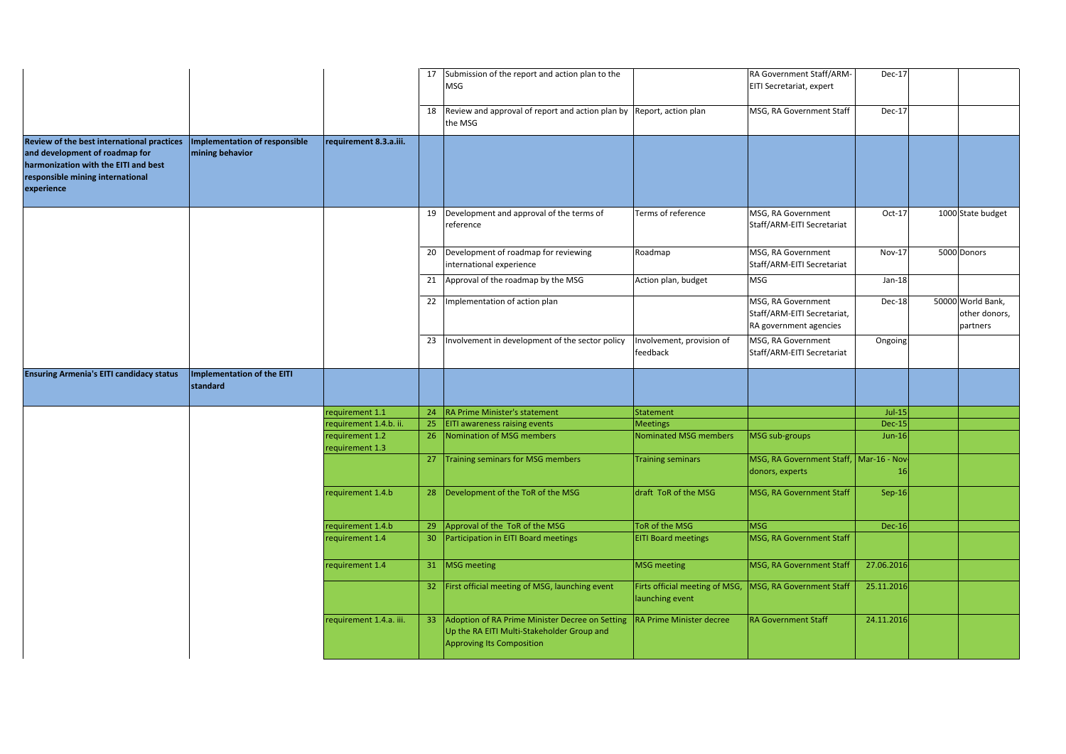|  |  |  |  |  |  |  |  |  |  |
|---|---|---|---|---|---|---|---|---|---|
|  |  |  | 17 | Submission of the report and action plan to the MSG |  | RA Government Staff/ARM-EITI Secretariat, expert | Dec-17 |  |  |
|  |  |  | 18 | Review and approval of report and action plan by the MSG | Report, action plan | MSG, RA Government Staff | Dec-17 |  |  |
| **Review of the best international practices and development of roadmap for harmonization with the EITI and best responsible mining international experience** | **Implementation of responsible mining behavior** | **requirement 8.3.a.iii.** |  |  |  |  |  |  |  |
|  |  |  | 19 | Development and approval of the terms of reference | Terms of reference | MSG, RA Government Staff/ARM-EITI Secretariat | Oct-17 | 1000 | State budget |
|  |  |  | 20 | Development of roadmap for reviewing international experience | Roadmap | MSG, RA Government Staff/ARM-EITI Secretariat | Nov-17 | 5000 | Donors |
|  |  |  | 21 | Approval of the roadmap by the MSG | Action plan, budget | MSG | Jan-18 |  |  |
|  |  |  | 22 | Implementation of action plan |  | MSG, RA Government Staff/ARM-EITI Secretariat, RA government agencies | Dec-18 | 50000 | World Bank, other donors, partners |
|  |  |  | 23 | Involvement in development of the sector policy | Involvement, provision of feedback | MSG, RA Government Staff/ARM-EITI Secretariat | Ongoing |  |  |
| **Ensuring Armenia's EITI candidacy status** | **Implementation of the EITI standard** |  |  |  |  |  |  |  |  |
|  |  | requirement 1.1 | 24 | RA Prime Minister's statement | Statement |  | Jul-15 |  |  |
|  |  | requirement 1.4.b. ii. | 25 | EITI awareness raising events | Meetings |  | Dec-15 |  |  |
|  |  | requirement 1.2 requirement 1.3 | 26 | Nomination of MSG members | Nominated MSG members | MSG sub-groups | Jun-16 |  |  |
|  |  |  | 27 | Training seminars for MSG members | Training seminars | MSG, RA Government Staff, donors, experts | Mar-16 - Nov-16 |  |  |
|  |  | requirement 1.4.b | 28 | Development of the ToR of the MSG | draft ToR of the MSG | MSG, RA Government Staff | Sep-16 |  |  |
|  |  | requirement 1.4.b | 29 | Approval of the ToR of the MSG | ToR of the MSG | MSG | Dec-16 |  |  |
|  |  | requirement 1.4 | 30 | Participation in EITI Board meetings | EITI Board meetings | MSG, RA Government Staff |  |  |  |
|  |  | requirement 1.4 | 31 | MSG meeting | MSG meeting | MSG, RA Government Staff | 27.06.2016 |  |  |
|  |  |  | 32 | First official meeting of MSG, launching event | Firts official meeting of MSG, launching event | MSG, RA Government Staff | 25.11.2016 |  |  |
|  |  | requirement 1.4.a. iii. | 33 | Adoption of RA Prime Minister Decree on Setting Up the RA EITI Multi-Stakeholder Group and Approving Its Composition | RA Prime Minister decree | RA Government Staff | 24.11.2016 |  |  |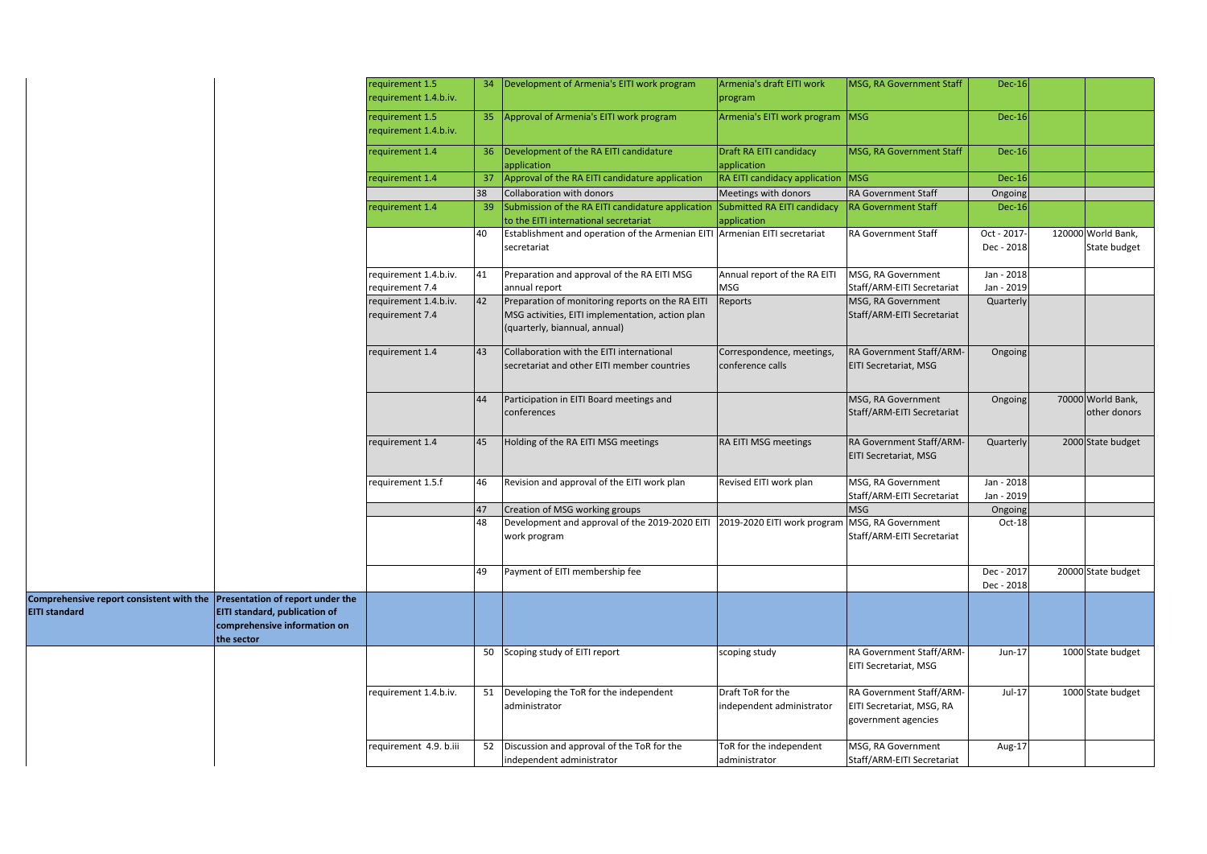|  |  |  |  |  |  |  |  |  |  |
|---|---|---|---|---|---|---|---|---|---|
|  |  | requirement 1.5 requirement 1.4.b.iv. | 34 | Development of Armenia's EITI work program | Armenia's draft EITI work program | MSG, RA Government Staff | Dec-16 |  |  |
|  |  | requirement 1.5 requirement 1.4.b.iv. | 35 | Approval of Armenia's EITI work program | Armenia's EITI work program | MSG | Dec-16 |  |  |
|  |  | requirement 1.4 | 36 | Development of the RA EITI candidature application | Draft RA EITI candidacy application | MSG, RA Government Staff | Dec-16 |  |  |
|  |  | requirement 1.4 | 37 | Approval of the RA EITI candidature application | RA EITI candidacy application | MSG | Dec-16 |  |  |
|  |  |  | 38 | Collaboration with donors | Meetings with donors | RA Government Staff | Ongoing |  |  |
|  |  | requirement 1.4 | 39 | Submission of the RA EITI candidature application to the EITI international secretariat | Submitted RA EITI candidacy application | RA Government Staff | Dec-16 |  |  |
|  |  |  | 40 | Establishment and operation of the Armenian EITI secretariat | Armenian EITI secretariat | RA Government Staff | Oct - 2017- Dec - 2018 | 120000 | World Bank, State budget |
|  |  | requirement 1.4.b.iv. requirement 7.4 | 41 | Preparation and approval of the RA EITI MSG annual report | Annual report of the RA EITI MSG | MSG, RA Government Staff/ARM-EITI Secretariat | Jan - 2018 Jan - 2019 |  |  |
|  |  | requirement 1.4.b.iv. requirement 7.4 | 42 | Preparation of monitoring reports on the RA EITI MSG activities, EITI implementation, action plan (quarterly, biannual, annual) | Reports | MSG, RA Government Staff/ARM-EITI Secretariat | Quarterly |  |  |
|  |  | requirement 1.4 | 43 | Collaboration with the EITI international secretariat and other EITI member countries | Correspondence, meetings, conference calls | RA Government Staff/ARM-EITI Secretariat, MSG | Ongoing |  |  |
|  |  |  | 44 | Participation in EITI Board meetings and conferences |  | MSG, RA Government Staff/ARM-EITI Secretariat | Ongoing | 70000 | World Bank, other donors |
|  |  | requirement 1.4 | 45 | Holding of the RA EITI MSG meetings | RA EITI MSG meetings | RA Government Staff/ARM-EITI Secretariat, MSG | Quarterly | 2000 | State budget |
|  |  | requirement 1.5.f | 46 | Revision and approval of the EITI work plan | Revised EITI work plan | MSG, RA Government Staff/ARM-EITI Secretariat | Jan - 2018 Jan - 2019 |  |  |
|  |  |  | 47 | Creation of MSG working groups |  | MSG | Ongoing |  |  |
|  |  |  | 48 | Development and approval of the 2019-2020 EITI work program | 2019-2020 EITI work program | MSG, RA Government Staff/ARM-EITI Secretariat | Oct-18 |  |  |
|  |  |  | 49 | Payment of EITI membership fee |  |  | Dec - 2017 Dec - 2018 | 20000 | State budget |
| **Comprehensive report consistent with the EITI standard** | **Presentation of report under the EITI standard, publication of comprehensive information on the sector** |  |  |  |  |  |  |  |  |
|  |  |  | 50 | Scoping study of EITI report | scoping study | RA Government Staff/ARM-EITI Secretariat, MSG | Jun-17 | 1000 | State budget |
|  |  | requirement 1.4.b.iv. | 51 | Developing the ToR for the independent administrator | Draft ToR for the independent administrator | RA Government Staff/ARM-EITI Secretariat, MSG, RA government agencies | Jul-17 | 1000 | State budget |
|  |  | requirement 4.9. b.iii | 52 | Discussion and approval of the ToR for the independent administrator | ToR for the independent administrator | MSG, RA Government Staff/ARM-EITI Secretariat | Aug-17 |  |  |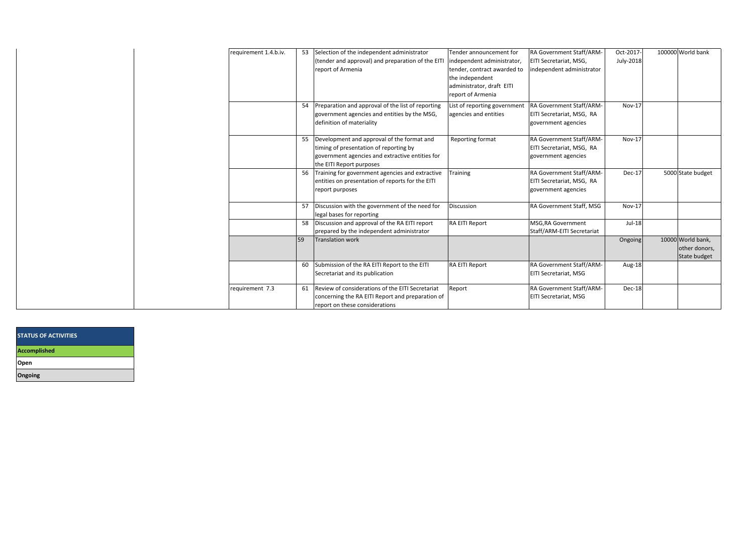| | | | | | | | | | |
|---|---|---|---|---|---|---|---|---|---|
| | | requirement 1.4.b.iv. | 53 | Selection of the independent administrator (tender and approval) and preparation of the EITI report of Armenia | Tender announcement for independent administrator, tender, contract awarded to the independent administrator, draft EITI report of Armenia | RA Government Staff/ARM-EITI Secretariat, MSG, independent administrator | Oct-2017-July-2018 | 100000 | World bank |
| | | | 54 | Preparation and approval of the list of reporting government agencies and entities by the MSG, definition of materiality | List of reporting government agencies and entities | RA Government Staff/ARM-EITI Secretariat, MSG, RA government agencies | Nov-17 | | |
| | | | 55 | Development and approval of the format and timing of presentation of reporting by government agencies and extractive entities for the EITI Report purposes | Reporting format | RA Government Staff/ARM-EITI Secretariat, MSG, RA government agencies | Nov-17 | | |
| | | | 56 | Training for government agencies and extractive entities on presentation of reports for the EITI report purposes | Training | RA Government Staff/ARM-EITI Secretariat, MSG, RA government agencies | Dec-17 | 5000 | State budget |
| | | | 57 | Discussion with the government of the need for legal bases for reporting | Discussion | RA Government Staff, MSG | Nov-17 | | |
| | | | 58 | Discussion and approval of the RA EITI report prepared by the independent administrator | RA EITI Report | MSG,RA Government Staff/ARM-EITI Secretariat | Jul-18 | | |
| | | | 59 | Translation work | | | Ongoing | 10000 | World bank, other donors, State budget |
| | | | 60 | Submission of the RA EITI Report to the EITI Secretariat and its publication | RA EITI Report | RA Government Staff/ARM-EITI Secretariat, MSG | Aug-18 | | |
| | | requirement 7.3 | 61 | Review of considerations of the EITI Secretariat concerning the RA EITI Report and preparation of report on these considerations | Report | RA Government Staff/ARM-EITI Secretariat, MSG | Dec-18 | | |

| STATUS OF ACTIVITIES |
|---|
| **Accomplished** |
| **Open** |
| **Ongoing** |